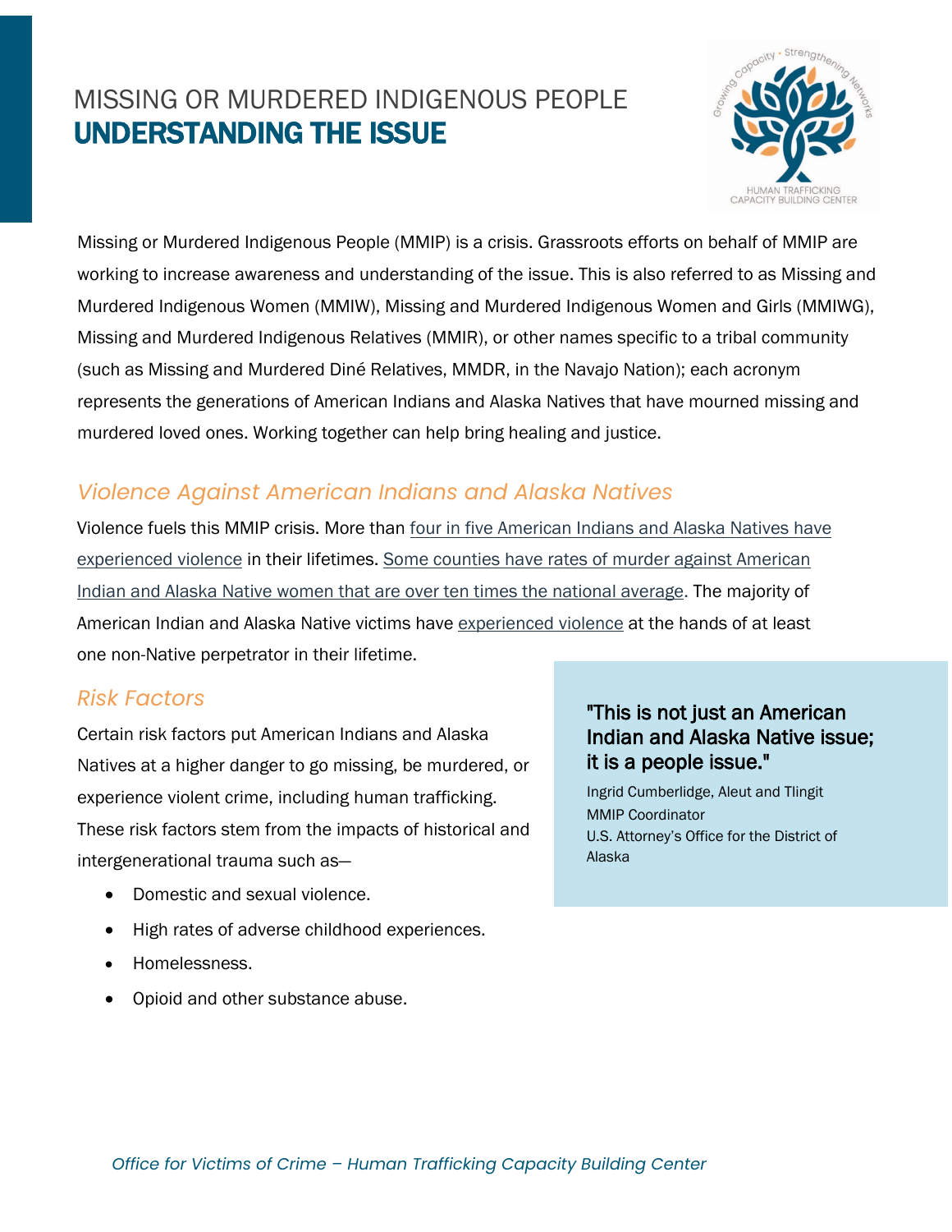# MISSING OR MURDERED INDIGENOUS PEOPLE
## UNDERSTANDING THE ISSUE

Missing or Murdered Indigenous People (MMIP) is a crisis. Grassroots efforts on behalf of MMIP are working to increase awareness and understanding of the issue. This is also referred to as Missing and Murdered Indigenous Women (MMIW), Missing and Murdered Indigenous Women and Girls (MMIWG), Missing and Murdered Indigenous Relatives (MMIR), or other names specific to a tribal community (such as Missing and Murdered Diné Relatives, MMDR, in the Navajo Nation); each acronym represents the generations of American Indians and Alaska Natives that have mourned missing and murdered loved ones. Working together can help bring healing and justice.

### *Violence Against American Indians and Alaska Natives*

Violence fuels this MMIP crisis. More than four in five American Indians and Alaska Natives have experienced violence in their lifetimes. Some counties have rates of murder against American Indian and Alaska Native women that are over ten times the national average. The majority of American Indian and Alaska Native victims have experienced violence at the hands of at least one non-Native perpetrator in their lifetime.

### *Risk Factors*

Certain risk factors put American Indians and Alaska Natives at a higher danger to go missing, be murdered, or experience violent crime, including human trafficking. These risk factors stem from the impacts of historical and intergenerational trauma such as—

- Domestic and sexual violence.
- High rates of adverse childhood experiences.
- Homelessness.
- Opioid and other substance abuse.

> **"This is not just an American Indian and Alaska Native issue; it is a people issue."**
>
> Ingrid Cumberlidge, Aleut and Tlingit
> MMIP Coordinator
> U.S. Attorney's Office for the District of Alaska

*Office for Victims of Crime – Human Trafficking Capacity Building Center*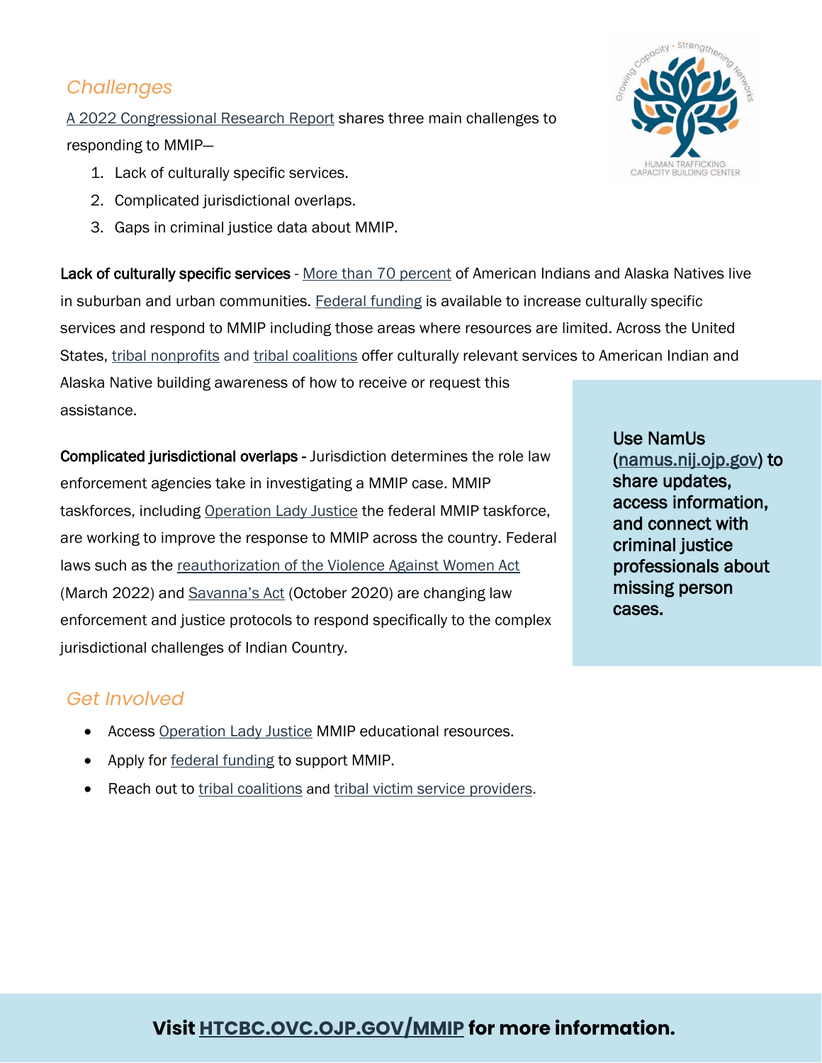## *Challenges*

A 2022 Congressional Research Report shares three main challenges to responding to MMIP—

1. Lack of culturally specific services.
2. Complicated jurisdictional overlaps.
3. Gaps in criminal justice data about MMIP.

**Lack of culturally specific services** - More than 70 percent of American Indians and Alaska Natives live in suburban and urban communities. Federal funding is available to increase culturally specific services and respond to MMIP including those areas where resources are limited. Across the United States, tribal nonprofits and tribal coalitions offer culturally relevant services to American Indian and Alaska Native building awareness of how to receive or request this assistance.

**Complicated jurisdictional overlaps -** Jurisdiction determines the role law enforcement agencies take in investigating a MMIP case. MMIP taskforces, including Operation Lady Justice the federal MMIP taskforce, are working to improve the response to MMIP across the country. Federal laws such as the reauthorization of the Violence Against Women Act (March 2022) and Savanna's Act (October 2020) are changing law enforcement and justice protocols to respond specifically to the complex jurisdictional challenges of Indian Country.

**Use NamUs (namus.nij.ojp.gov) to share updates, access information, and connect with criminal justice professionals about missing person cases.**

## *Get Involved*

- Access Operation Lady Justice MMIP educational resources.
- Apply for federal funding to support MMIP.
- Reach out to tribal coalitions and tribal victim service providers.

**Visit HTCBC.OVC.OJP.GOV/MMIP for more information.**